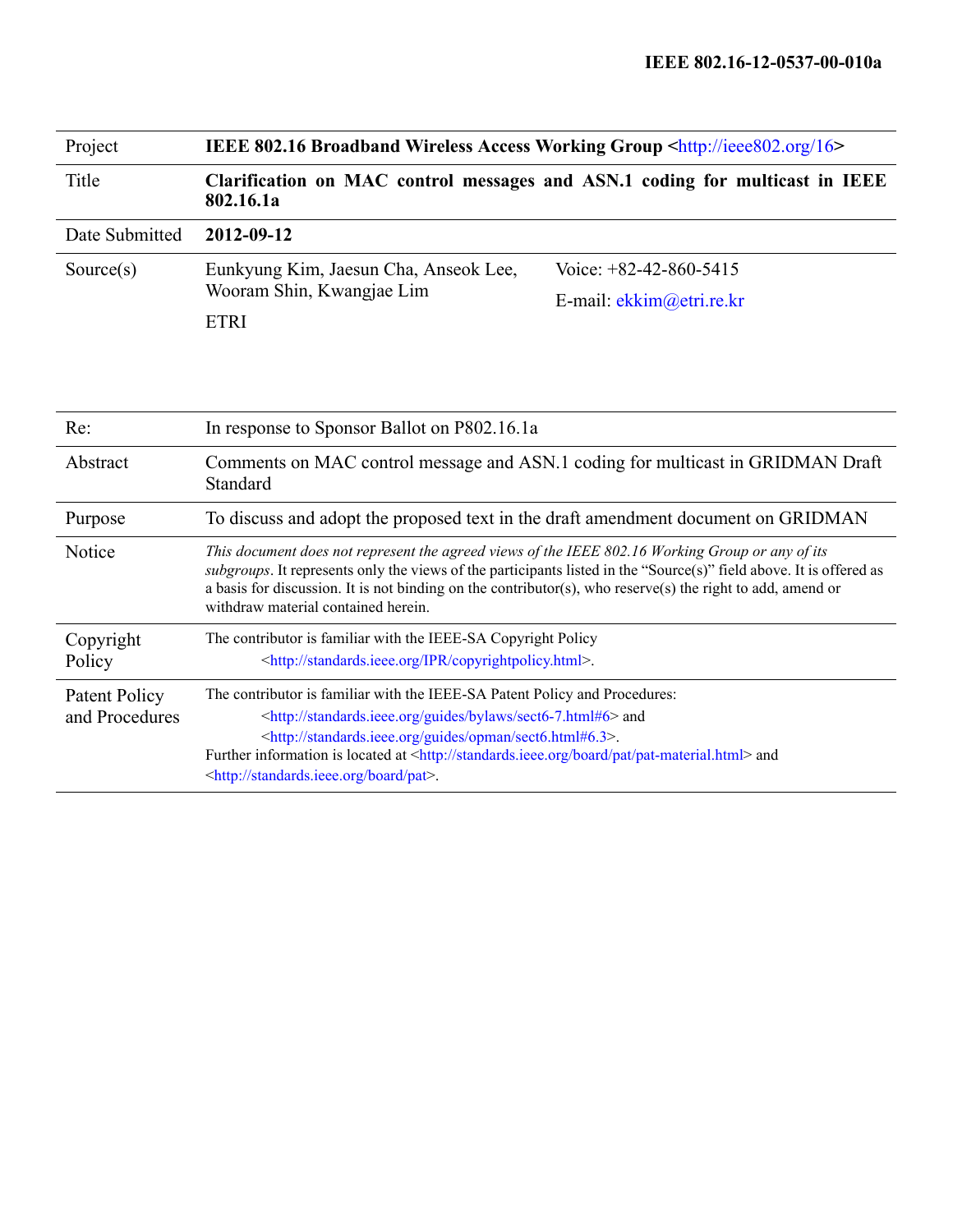**IEEE 802.16-12-0537-00-010a**

| | |
|---|---|
| Project | **IEEE 802.16 Broadband Wireless Access Working Group <http://ieee802.org/16>** |
| Title | **Clarification on MAC control messages and ASN.1 coding for multicast in IEEE 802.16.1a** |
| Date Submitted | **2012-09-12** |
| Source(s) | Eunkyung Kim, Jaesun Cha, Anseok Lee, Wooram Shin, Kwangjae Lim<br>ETRI<br><br>Voice: +82-42-860-5415<br>E-mail: ekkim@etri.re.kr |
| Re: | In response to Sponsor Ballot on P802.16.1a |
| Abstract | Comments on MAC control message and ASN.1 coding for multicast in GRIDMAN Draft Standard |
| Purpose | To discuss and adopt the proposed text in the draft amendment document on GRIDMAN |
| Notice | *This document does not represent the agreed views of the IEEE 802.16 Working Group or any of its subgroups*. It represents only the views of the participants listed in the "Source(s)" field above. It is offered as a basis for discussion. It is not binding on the contributor(s), who reserve(s) the right to add, amend or withdraw material contained herein. |
| Copyright Policy | The contributor is familiar with the IEEE-SA Copyright Policy <http://standards.ieee.org/IPR/copyrightpolicy.html>. |
| Patent Policy and Procedures | The contributor is familiar with the IEEE-SA Patent Policy and Procedures: <http://standards.ieee.org/guides/bylaws/sect6-7.html#6> and <http://standards.ieee.org/guides/opman/sect6.html#6.3>.<br>Further information is located at <http://standards.ieee.org/board/pat/pat-material.html> and <http://standards.ieee.org/board/pat>. |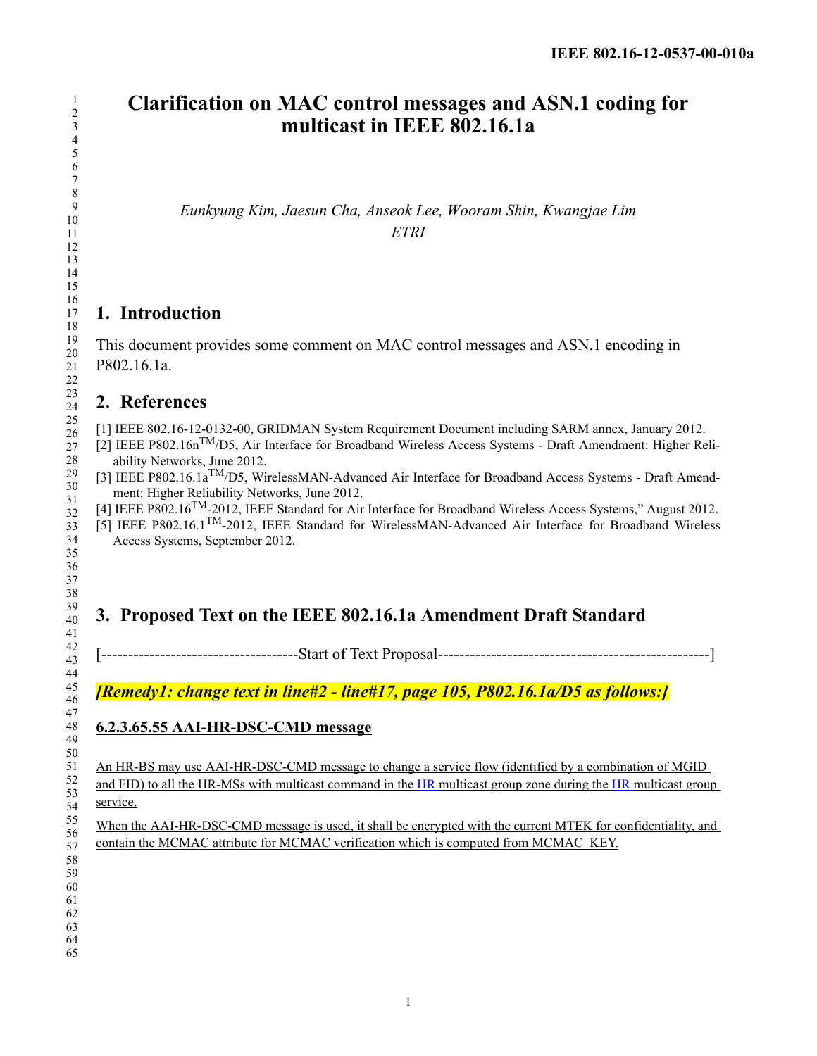# Clarification on MAC control messages and ASN.1 coding for multicast in IEEE 802.16.1a

*Eunkyung Kim, Jaesun Cha, Anseok Lee, Wooram Shin, Kwangjae Lim*
*ETRI*

## 1. Introduction

This document provides some comment on MAC control messages and ASN.1 encoding in P802.16.1a.

## 2. References

[1] IEEE 802.16-12-0132-00, GRIDMAN System Requirement Document including SARM annex, January 2012.
[2] IEEE P802.16n[TM]/D5, Air Interface for Broadband Wireless Access Systems - Draft Amendment: Higher Reliability Networks, June 2012.
[3] IEEE P802.16.1a[TM]/D5, WirelessMAN-Advanced Air Interface for Broadband Access Systems - Draft Amendment: Higher Reliability Networks, June 2012.
[4] IEEE P802.16[TM]-2012, IEEE Standard for Air Interface for Broadband Wireless Access Systems," August 2012.
[5] IEEE P802.16.1[TM]-2012, IEEE Standard for WirelessMAN-Advanced Air Interface for Broadband Wireless Access Systems, September 2012.

## 3. Proposed Text on the IEEE 802.16.1a Amendment Draft Standard

[-------------------------------------Start of Text Proposal---------------------------------------------------]

***[Remedy1: change text in line#2 - line#17, page 105, P802.16.1a/D5 as follows:]***

<u>**6.2.3.65.55 AAI-HR-DSC-CMD message**</u>

<u>An HR-BS may use AAI-HR-DSC-CMD message to change a service flow (identified by a combination of MGID and FID) to all the HR-MSs with multicast command in the HR multicast group zone during the HR multicast group service.</u>

<u>When the AAI-HR-DSC-CMD message is used, it shall be encrypted with the current MTEK for confidentiality, and contain the MCMAC attribute for MCMAC verification which is computed from MCMAC_KEY.</u>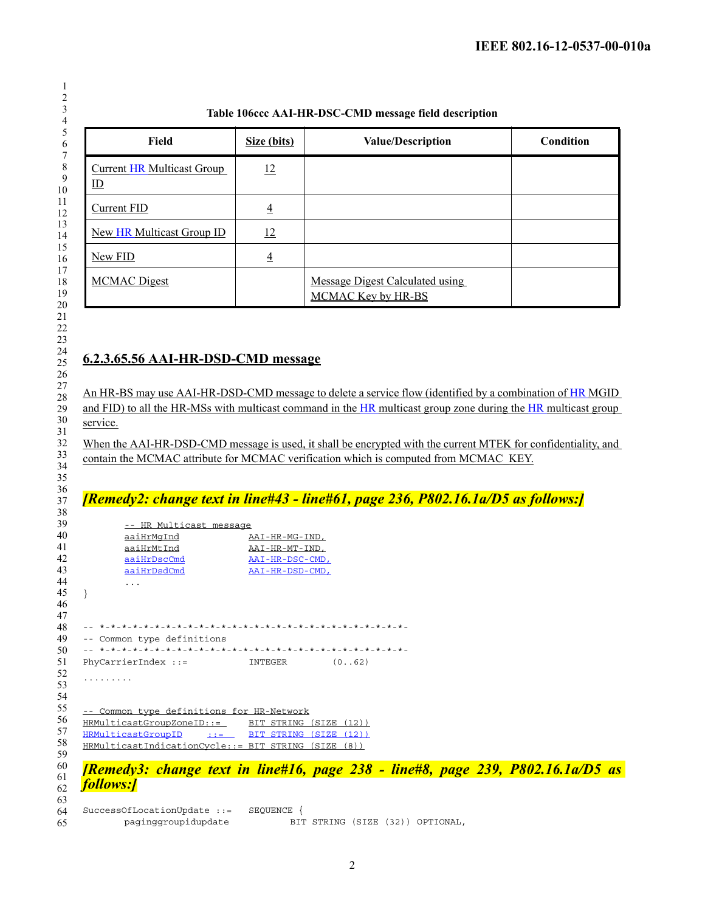**Table 106ccc AAI-HR-DSC-CMD message field description**

| Field | Size (bits) | Value/Description | Condition |
|---|---|---|---|
| Current HR Multicast Group ID | 12 | | |
| Current FID | 4 | | |
| New HR Multicast Group ID | 12 | | |
| New FID | 4 | | |
| MCMAC Digest | | Message Digest Calculated using MCMAC Key by HR-BS | |

### 6.2.3.65.56 AAI-HR-DSD-CMD message

An HR-BS may use AAI-HR-DSD-CMD message to delete a service flow (identified by a combination of HR MGID and FID) to all the HR-MSs with multicast command in the HR multicast group zone during the HR multicast group service.

When the AAI-HR-DSD-CMD message is used, it shall be encrypted with the current MTEK for confidentiality, and contain the MCMAC attribute for MCMAC verification which is computed from MCMAC_KEY.

***[Remedy2: change text in line#43 - line#61, page 236, P802.16.1a/D5 as follows:]***

```
        -- HR Multicast message
        aaiHrMgInd              AAI-HR-MG-IND,
        aaiHrMtInd              AAI-HR-MT-IND,
        aaiHrDscCmd             AAI-HR-DSC-CMD,
        aaiHrDsdCmd             AAI-HR-DSD-CMD,
        ...
}

-- *-*-*-*-*-*-*-*-*-*-*-*-*-*-*-*-*-*-*-*-*-*-*-*-*-*-*-*-*-*-*-*-*-*-*-
-- Common type definitions
-- *-*-*-*-*-*-*-*-*-*-*-*-*-*-*-*-*-*-*-*-*-*-*-*-*-*-*-*-*-*-*-*-*-*-*-
PhyCarrierIndex ::=         INTEGER        (0..62)
.........


-- Common type definitions for HR-Network
HRMulticastGroupZoneID::=   BIT STRING (SIZE (12))
HRMulticastGroupID     ::=  BIT STRING (SIZE (12))
HRMulticastIndicationCycle::= BIT STRING (SIZE (8))
```

***[Remedy3: change text in line#16, page 238 - line#8, page 239, P802.16.1a/D5 as follows:]***

```
SuccessOfLocationUpdate ::=   SEQUENCE {
        paginggroupidupdate           BIT STRING (SIZE (32)) OPTIONAL,
```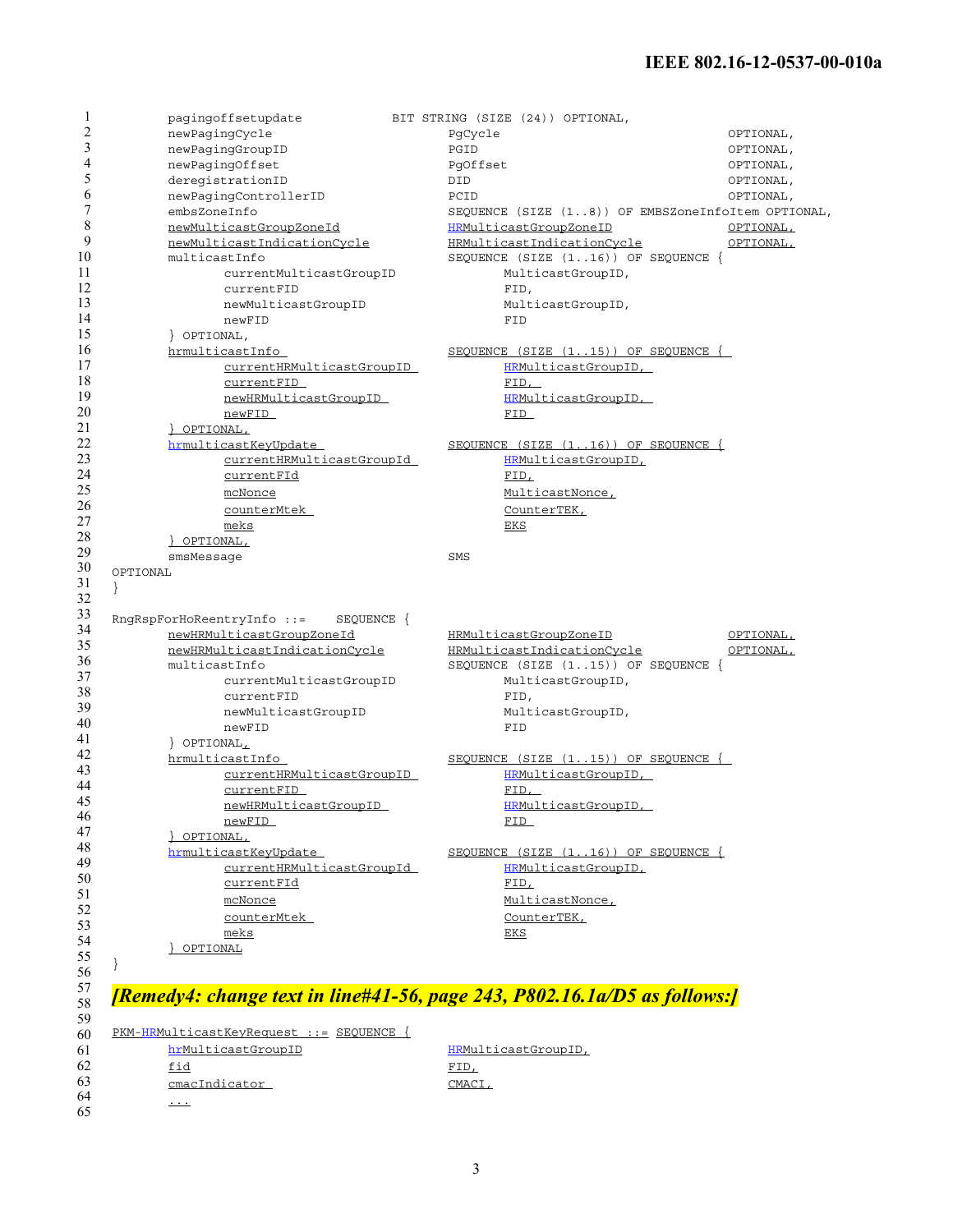```
        pagingoffsetupdate          BIT STRING (SIZE (24)) OPTIONAL,
        newPagingCycle                      PgCycle                         OPTIONAL,
        newPagingGroupID                    PGID                            OPTIONAL,
        newPagingOffset                     PgOffset                        OPTIONAL,
        deregistrationID                    DID                             OPTIONAL,
        newPagingControllerID               PCID                            OPTIONAL,
        embsZoneInfo                        SEQUENCE (SIZE (1..8)) OF EMBSZoneInfoItem OPTIONAL,
        newMulticastGroupZoneId             HRMulticastGroupZoneID          OPTIONAL,
        newMulticastIndicationCycle         HRMulticastIndicationCycle      OPTIONAL,
        multicastInfo                       SEQUENCE (SIZE (1..16)) OF SEQUENCE {
                currentMulticastGroupID             MulticastGroupID,
                currentFID                          FID,
                newMulticastGroupID                 MulticastGroupID,
                newFID                              FID
        } OPTIONAL,
        hrmulticastInfo                     SEQUENCE (SIZE (1..15)) OF SEQUENCE {
                currentHRMulticastGroupID           HRMulticastGroupID,
                currentFID                          FID,
                newHRMulticastGroupID               HRMulticastGroupID,
                newFID                              FID
        } OPTIONAL,
        hrmulticastKeyUpdate                SEQUENCE (SIZE (1..16)) OF SEQUENCE {
                currentHRMulticastGroupId           HRMulticastGroupID,
                currentFId                          FID,
                mcNonce                             MulticastNonce,
                counterMtek                         CounterTEK,
                meks                                EKS
        } OPTIONAL,
        smsMessage                          SMS
OPTIONAL
}

RngRspForHoReentryInfo ::=     SEQUENCE {
        newHRMulticastGroupZoneId           HRMulticastGroupZoneID          OPTIONAL,
        newHRMulticastIndicationCycle       HRMulticastIndicationCycle      OPTIONAL,
        multicastInfo                       SEQUENCE (SIZE (1..15)) OF SEQUENCE {
                currentMulticastGroupID             MulticastGroupID,
                currentFID                          FID,
                newMulticastGroupID                 MulticastGroupID,
                newFID                              FID
        } OPTIONAL,
        hrmulticastInfo                     SEQUENCE (SIZE (1..15)) OF SEQUENCE {
                currentHRMulticastGroupID           HRMulticastGroupID,
                currentFID                          FID,
                newHRMulticastGroupID               HRMulticastGroupID,
                newFID                              FID
        } OPTIONAL,
        hrmulticastKeyUpdate                SEQUENCE (SIZE (1..16)) OF SEQUENCE {
                currentHRMulticastGroupId           HRMulticastGroupID,
                currentFId                          FID,
                mcNonce                             MulticastNonce,
                counterMtek                         CounterTEK,
                meks                                EKS
        } OPTIONAL
}
```

***[Remedy4: change text in line#41-56, page 243, P802.16.1a/D5 as follows:]***

```
PKM-HRMulticastKeyRequest ::= SEQUENCE {
        hrMulticastGroupID                  HRMulticastGroupID,
        fid                                 FID,
        cmacIndicator                       CMACI,
        ...
```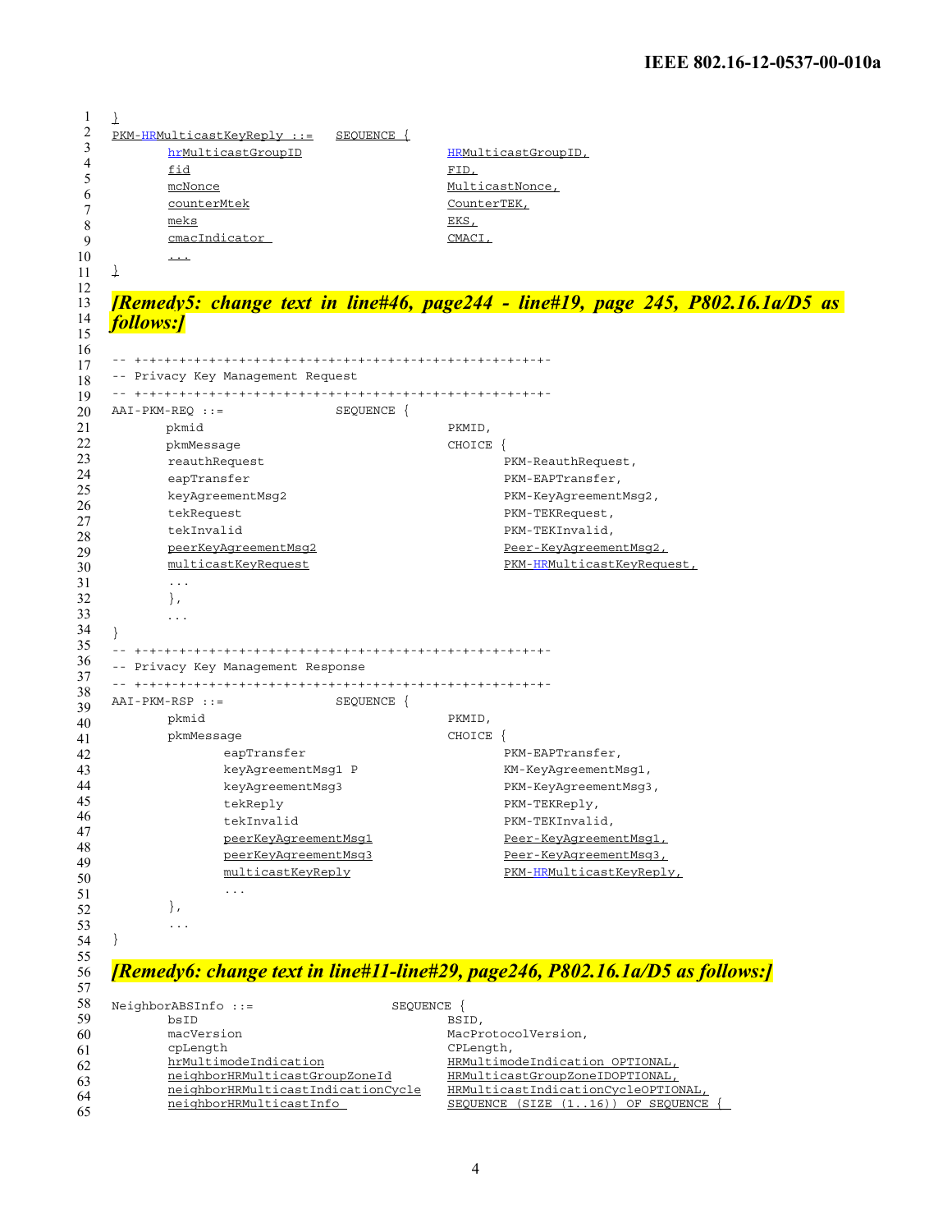```
}
PKM-HRMulticastKeyReply ::=   SEQUENCE {
       hrMulticastGroupID                  HRMulticastGroupID,
       fid                                 FID,
       mcNonce                             MulticastNonce,
       counterMtek                         CounterTEK,
       meks                                EKS,
       cmacIndicator                       CMACI,
       ...
}
```

***[Remedy5: change text in line#46, page244 - line#19, page 245, P802.16.1a/D5 as follows:]***

```
-- +-+-+-+-+-+-+-+-+-+-+-+-+-+-+-+-+-+-+-+-+-+-+-+-+-+-+-+-+-+-
-- Privacy Key Management Request
-- +-+-+-+-+-+-+-+-+-+-+-+-+-+-+-+-+-+-+-+-+-+-+-+-+-+-+-+-+-+-
AAI-PKM-REQ ::=               SEQUENCE {
       pkmid                               PKMID,
       pkmMessage                          CHOICE {
       reauthRequest                               PKM-ReauthRequest,
       eapTransfer                                 PKM-EAPTransfer,
       keyAgreementMsg2                            PKM-KeyAgreementMsg2,
       tekRequest                                  PKM-TEKRequest,
       tekInvalid                                  PKM-TEKInvalid,
       peerKeyAgreementMsg2                        Peer-KeyAgreementMsg2,
       multicastKeyRequest                         PKM-HRMulticastKeyRequest,
       ...
       },
       ...
}
-- +-+-+-+-+-+-+-+-+-+-+-+-+-+-+-+-+-+-+-+-+-+-+-+-+-+-+-+-+-+-
-- Privacy Key Management Response
-- +-+-+-+-+-+-+-+-+-+-+-+-+-+-+-+-+-+-+-+-+-+-+-+-+-+-+-+-+-+-
AAI-PKM-RSP ::=               SEQUENCE {
       pkmid                               PKMID,
       pkmMessage                          CHOICE {
              eapTransfer                          PKM-EAPTransfer,
              keyAgreementMsg1 P                   KM-KeyAgreementMsg1,
              keyAgreementMsg3                     PKM-KeyAgreementMsg3,
              tekReply                             PKM-TEKReply,
              tekInvalid                           PKM-TEKInvalid,
              peerKeyAgreementMsg1                 Peer-KeyAgreementMsg1,
              peerKeyAgreementMsg3                 Peer-KeyAgreementMsg3,
              multicastKeyReply                    PKM-HRMulticastKeyReply,
              ...
       },
       ...
}
```

***[Remedy6: change text in line#11-line#29, page246, P802.16.1a/D5 as follows:]***

```
NeighborABSInfo ::=                    SEQUENCE {
       bsID                                BSID,
       macVersion                          MacProtocolVersion,
       cpLength                            CPLength,
       hrMultimodeIndication               HRMultimodeIndication OPTIONAL,
       neighborHRMulticastGroupZoneId      HRMulticastGroupZoneIDOPTIONAL,
       neighborHRMulticastIndicationCycle  HRMulticastIndicationCycleOPTIONAL,
       neighborHRMulticastInfo             SEQUENCE (SIZE (1..16)) OF SEQUENCE {
```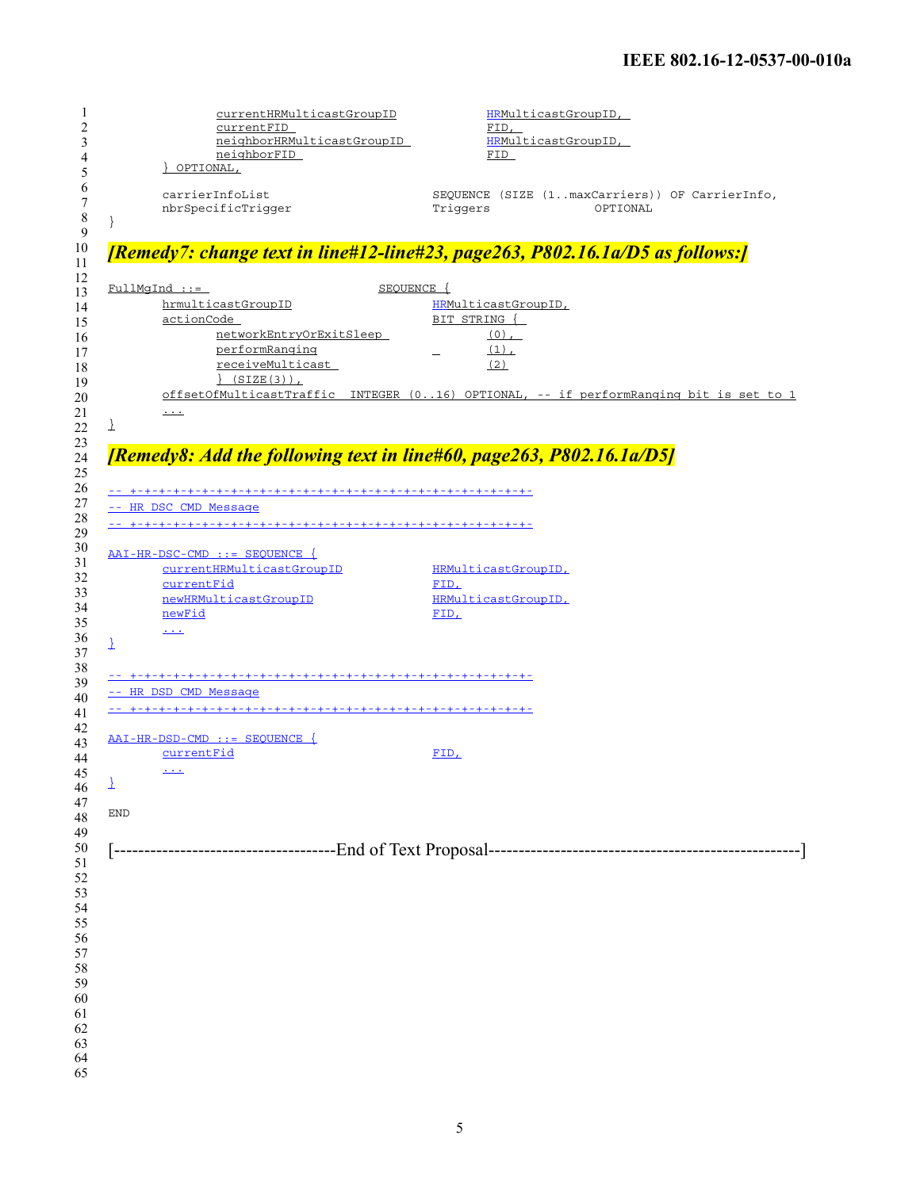```
            currentHRMulticastGroupID            HRMulticastGroupID,
            currentFID                           FID,
            neighborHRMulticastGroupID           HRMulticastGroupID,
            neighborFID                          FID
        } OPTIONAL,

        carrierInfoList                    SEQUENCE (SIZE (1..maxCarriers)) OF CarrierInfo,
        nbrSpecificTrigger                 Triggers            OPTIONAL
}
```

***[Remedy7: change text in line#12-line#23, page263, P802.16.1a/D5 as follows:]***

```
FullMgInd ::=                      SEQUENCE {
        hrmulticastGroupID                 HRMulticastGroupID,
        actionCode                         BIT STRING {
            networkEntryOrExitSleep            (0),
            performRanging                     (1),
            receiveMulticast                   (2)
            } (SIZE(3)),
        offsetOfMulticastTraffic  INTEGER (0..16) OPTIONAL, -- if performRanging bit is set to 1
        ...
}
```

***[Remedy8: Add the following text in line#60, page263, P802.16.1a/D5]***

```
-- +-+-+-+-+-+-+-+-+-+-+-+-+-+-+-+-+-+-+-+-+-+-+-+-+-+-+-+-+-
-- HR DSC CMD Message
-- +-+-+-+-+-+-+-+-+-+-+-+-+-+-+-+-+-+-+-+-+-+-+-+-+-+-+-+-+-

AAI-HR-DSC-CMD ::= SEQUENCE {
        currentHRMulticastGroupID          HRMulticastGroupID,
        currentFid                         FID,
        newHRMulticastGroupID              HRMulticastGroupID,
        newFid                             FID,
        ...
}

-- +-+-+-+-+-+-+-+-+-+-+-+-+-+-+-+-+-+-+-+-+-+-+-+-+-+-+-+-+-
-- HR DSD CMD Message
-- +-+-+-+-+-+-+-+-+-+-+-+-+-+-+-+-+-+-+-+-+-+-+-+-+-+-+-+-+-

AAI-HR-DSD-CMD ::= SEQUENCE {
        currentFid                         FID,
        ...
}

END
```

[-------------------------------------End of Text Proposal----------------------------------------------------]